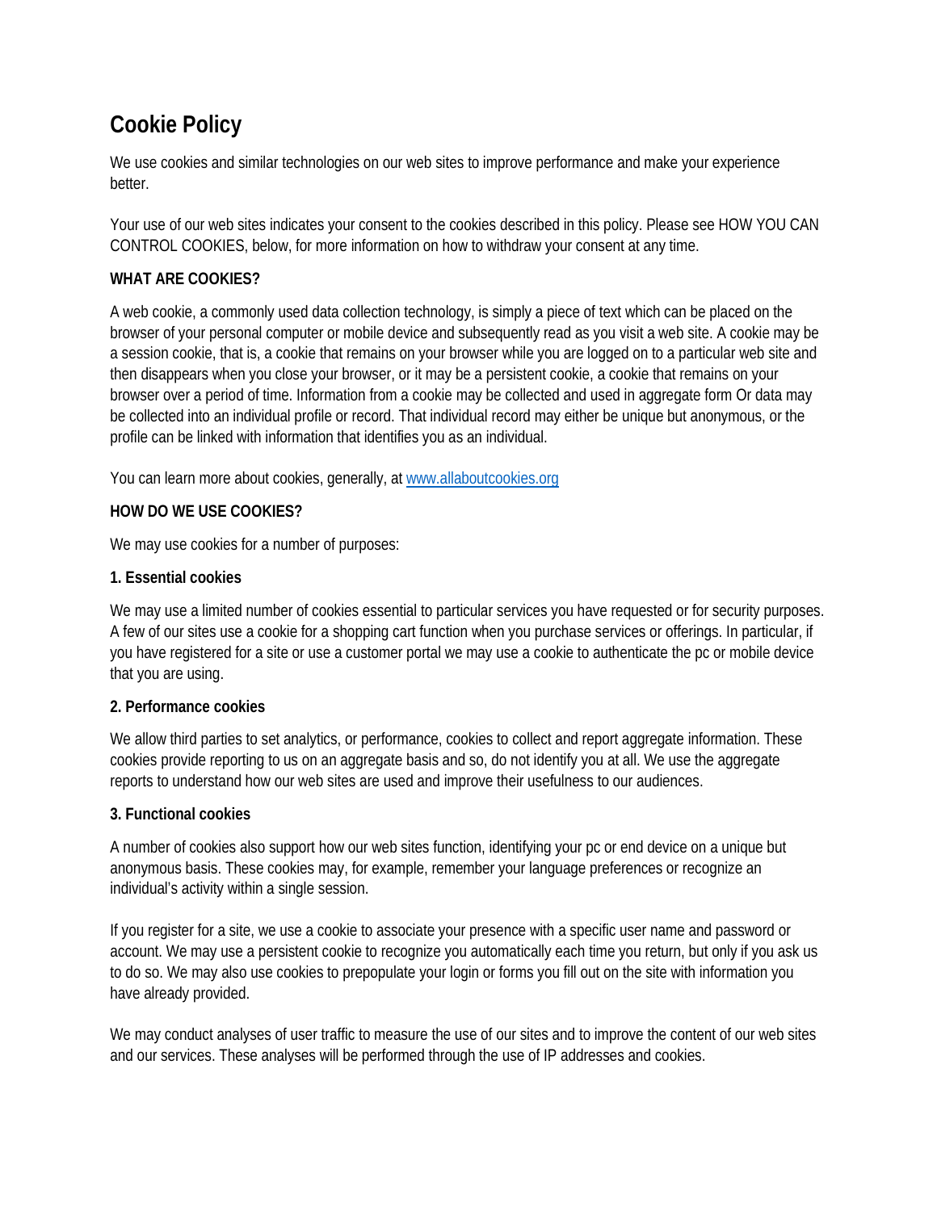# Cookie Policy

We use cookies and similar technologies on our web sites to improve performance and make your experience better.

Your use of our web sites indicates your consent to the cookies described in this policy. Please see HOW YOU CAN CONTROL COOKIES, below, for more information on how to withdraw your consent at any time.

**WHAT ARE COOKIES?**

A web cookie, a commonly used data collection technology, is simply a piece of text which can be placed on the browser of your personal computer or mobile device and subsequently read as you visit a web site. A cookie may be a session cookie, that is, a cookie that remains on your browser while you are logged on to a particular web site and then disappears when you close your browser, or it may be a persistent cookie, a cookie that remains on your browser over a period of time. Information from a cookie may be collected and used in aggregate form Or data may be collected into an individual profile or record. That individual record may either be unique but anonymous, or the profile can be linked with information that identifies you as an individual.

You can learn more about cookies, generally, at [www.allaboutcookies.org](http://www.allaboutcookies.org)

**HOW DO WE USE COOKIES?**

We may use cookies for a number of purposes:

**1. Essential cookies**

We may use a limited number of cookies essential to particular services you have requested or for security purposes. A few of our sites use a cookie for a shopping cart function when you purchase services or offerings. In particular, if you have registered for a site or use a customer portal we may use a cookie to authenticate the pc or mobile device that you are using.

**2. Performance cookies**

We allow third parties to set analytics, or performance, cookies to collect and report aggregate information. These cookies provide reporting to us on an aggregate basis and so, do not identify you at all. We use the aggregate reports to understand how our web sites are used and improve their usefulness to our audiences.

**3. Functional cookies**

A number of cookies also support how our web sites function, identifying your pc or end device on a unique but anonymous basis. These cookies may, for example, remember your language preferences or recognize an individual's activity within a single session.

If you register for a site, we use a cookie to associate your presence with a specific user name and password or account. We may use a persistent cookie to recognize you automatically each time you return, but only if you ask us to do so. We may also use cookies to prepopulate your login or forms you fill out on the site with information you have already provided.

We may conduct analyses of user traffic to measure the use of our sites and to improve the content of our web sites and our services. These analyses will be performed through the use of IP addresses and cookies.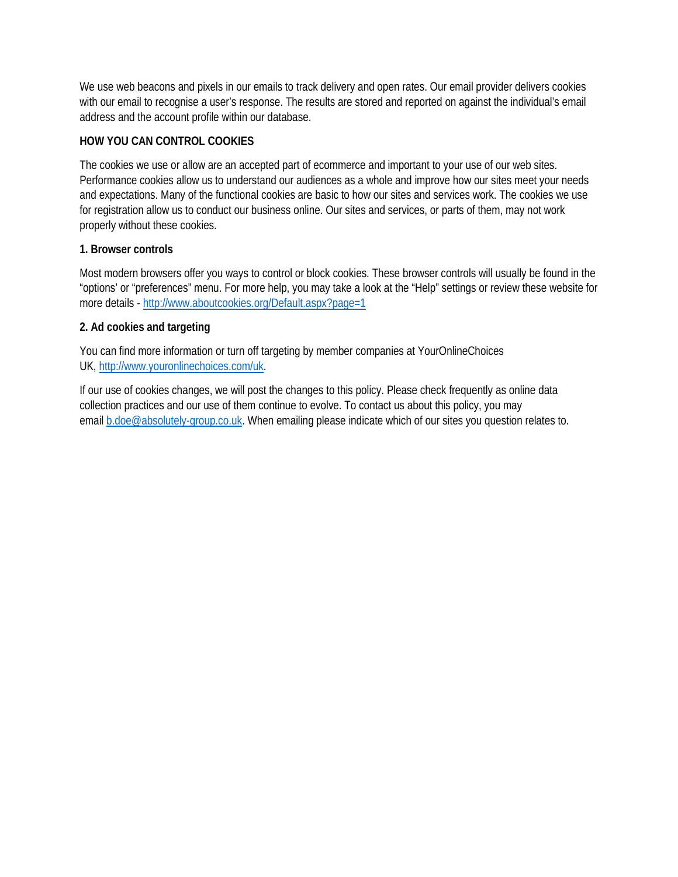We use web beacons and pixels in our emails to track delivery and open rates. Our email provider delivers cookies with our email to recognise a user's response. The results are stored and reported on against the individual's email address and the account profile within our database.

**HOW YOU CAN CONTROL COOKIES**

The cookies we use or allow are an accepted part of ecommerce and important to your use of our web sites. Performance cookies allow us to understand our audiences as a whole and improve how our sites meet your needs and expectations. Many of the functional cookies are basic to how our sites and services work. The cookies we use for registration allow us to conduct our business online. Our sites and services, or parts of them, may not work properly without these cookies.

**1. Browser controls**

Most modern browsers offer you ways to control or block cookies. These browser controls will usually be found in the "options' or "preferences" menu. For more help, you may take a look at the "Help" settings or review these website for more details - [http://www.aboutcookies.org/Default.aspx?page=1](http://www.aboutcookies.org/Default.aspx?page=1)

**2. Ad cookies and targeting**

You can find more information or turn off targeting by member companies at YourOnlineChoices UK, [http://www.youronlinechoices.com/uk](http://www.youronlinechoices.com/uk).

If our use of cookies changes, we will post the changes to this policy. Please check frequently as online data collection practices and our use of them continue to evolve. To contact us about this policy, you may email [b.doe@absolutely-group.co.uk](mailto:b.doe@absolutely-group.co.uk). When emailing please indicate which of our sites you question relates to.